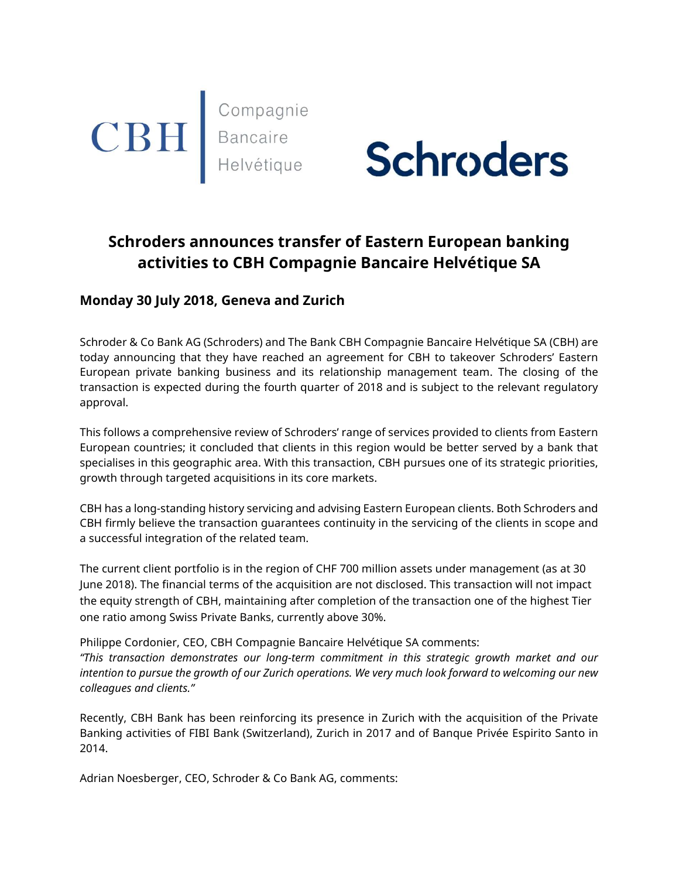# Schroders announces transfer of Eastern European banking activities to CBH Compagnie Bancaire Helvétique SA

## Monday 30 July 2018, Geneva and Zurich

Schroder & Co Bank AG (Schroders) and The Bank CBH Compagnie Bancaire Helvétique SA (CBH) are today announcing that they have reached an agreement for CBH to takeover Schroders' Eastern European private banking business and its relationship management team. The closing of the transaction is expected during the fourth quarter of 2018 and is subject to the relevant regulatory approval.

This follows a comprehensive review of Schroders' range of services provided to clients from Eastern European countries; it concluded that clients in this region would be better served by a bank that specialises in this geographic area. With this transaction, CBH pursues one of its strategic priorities, growth through targeted acquisitions in its core markets.

CBH has a long-standing history servicing and advising Eastern European clients. Both Schroders and CBH firmly believe the transaction guarantees continuity in the servicing of the clients in scope and a successful integration of the related team.

The current client portfolio is in the region of CHF 700 million assets under management (as at 30 June 2018). The financial terms of the acquisition are not disclosed. This transaction will not impact the equity strength of CBH, maintaining after completion of the transaction one of the highest Tier one ratio among Swiss Private Banks, currently above 30%.

Philippe Cordonier, CEO, CBH Compagnie Bancaire Helvétique SA comments:
*"This transaction demonstrates our long-term commitment in this strategic growth market and our intention to pursue the growth of our Zurich operations. We very much look forward to welcoming our new colleagues and clients."*

Recently, CBH Bank has been reinforcing its presence in Zurich with the acquisition of the Private Banking activities of FIBI Bank (Switzerland), Zurich in 2017 and of Banque Privée Espirito Santo in 2014.

Adrian Noesberger, CEO, Schroder & Co Bank AG, comments: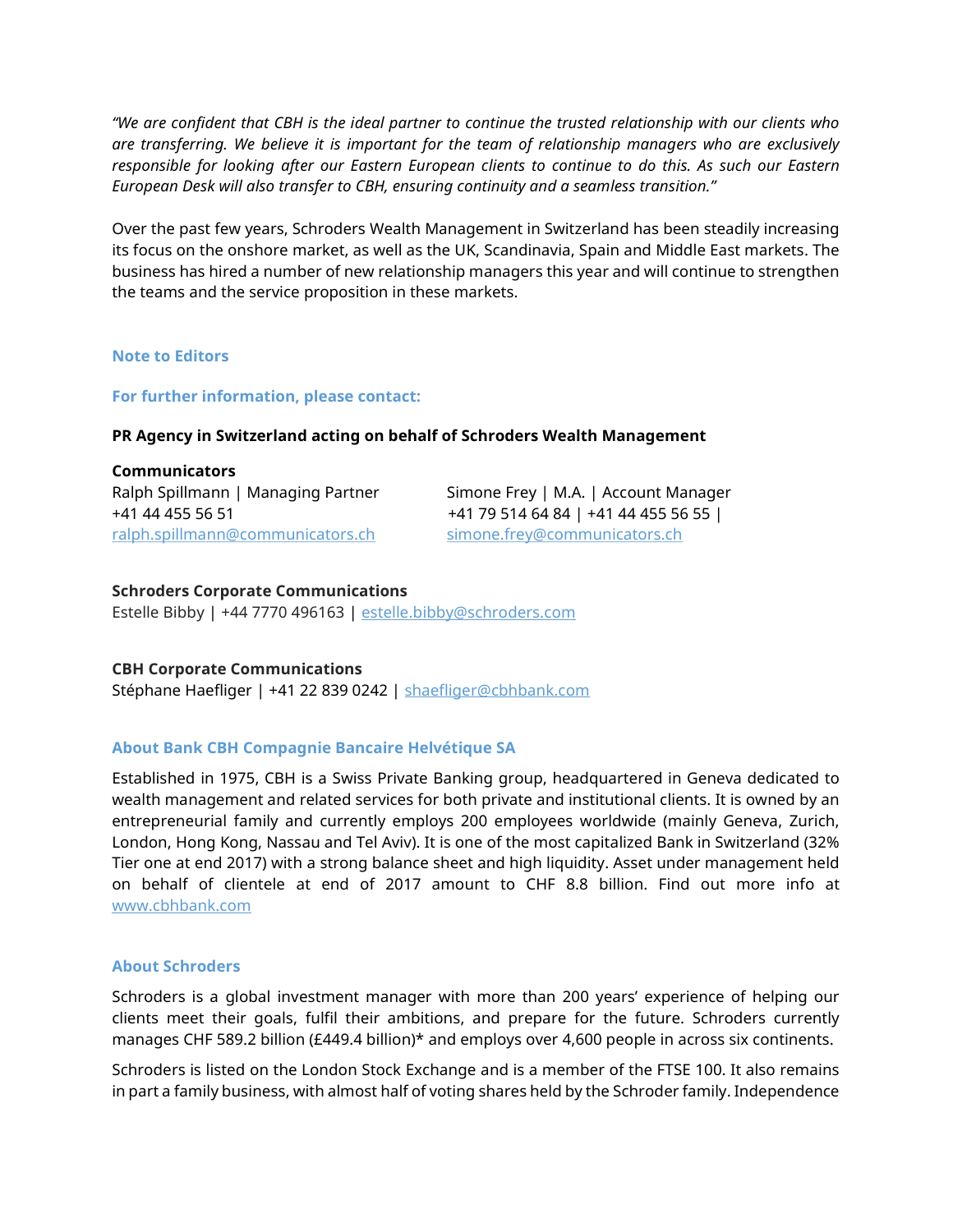*"We are confident that CBH is the ideal partner to continue the trusted relationship with our clients who are transferring. We believe it is important for the team of relationship managers who are exclusively responsible for looking after our Eastern European clients to continue to do this. As such our Eastern European Desk will also transfer to CBH, ensuring continuity and a seamless transition."*

Over the past few years, Schroders Wealth Management in Switzerland has been steadily increasing its focus on the onshore market, as well as the UK, Scandinavia, Spain and Middle East markets. The business has hired a number of new relationship managers this year and will continue to strengthen the teams and the service proposition in these markets.

## Note to Editors

## For further information, please contact:

**PR Agency in Switzerland acting on behalf of Schroders Wealth Management**

**Communicators**

Ralph Spillmann | Managing Partner
+41 44 455 56 51
ralph.spillmann@communicators.ch

Simone Frey | M.A. | Account Manager
+41 79 514 64 84 | +41 44 455 56 55 |
simone.frey@communicators.ch

**Schroders Corporate Communications**
Estelle Bibby | +44 7770 496163 | estelle.bibby@schroders.com

**CBH Corporate Communications**
Stéphane Haefliger | +41 22 839 0242 | shaefliger@cbhbank.com

## About Bank CBH Compagnie Bancaire Helvétique SA

Established in 1975, CBH is a Swiss Private Banking group, headquartered in Geneva dedicated to wealth management and related services for both private and institutional clients. It is owned by an entrepreneurial family and currently employs 200 employees worldwide (mainly Geneva, Zurich, London, Hong Kong, Nassau and Tel Aviv). It is one of the most capitalized Bank in Switzerland (32% Tier one at end 2017) with a strong balance sheet and high liquidity. Asset under management held on behalf of clientele at end of 2017 amount to CHF 8.8 billion. Find out more info at www.cbhbank.com

## About Schroders

Schroders is a global investment manager with more than 200 years' experience of helping our clients meet their goals, fulfil their ambitions, and prepare for the future. Schroders currently manages CHF 589.2 billion (£449.4 billion)* and employs over 4,600 people in across six continents.

Schroders is listed on the London Stock Exchange and is a member of the FTSE 100. It also remains in part a family business, with almost half of voting shares held by the Schroder family. Independence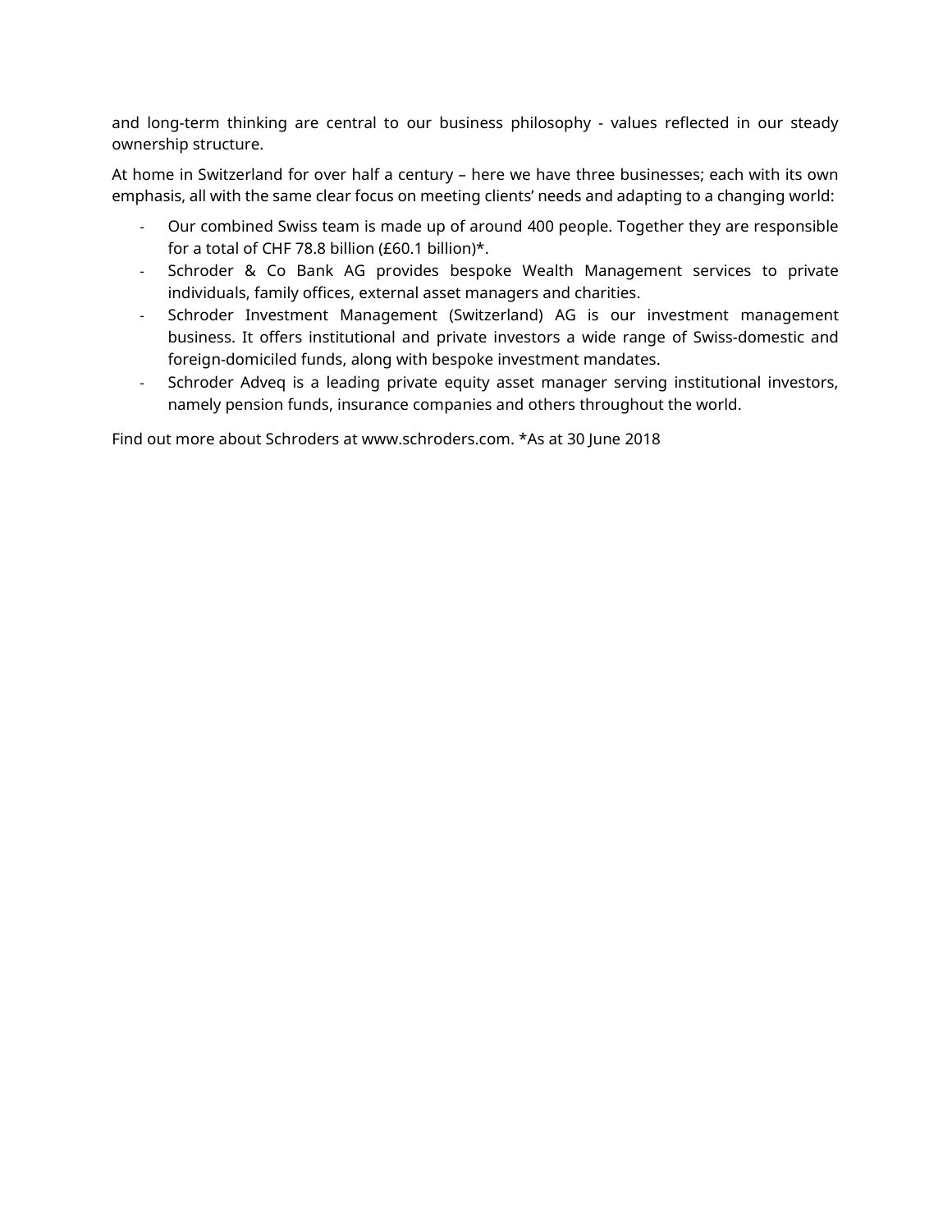and long-term thinking are central to our business philosophy - values reflected in our steady ownership structure.

At home in Switzerland for over half a century – here we have three businesses; each with its own emphasis, all with the same clear focus on meeting clients' needs and adapting to a changing world:

- Our combined Swiss team is made up of around 400 people. Together they are responsible for a total of CHF 78.8 billion (£60.1 billion)*.
- Schroder & Co Bank AG provides bespoke Wealth Management services to private individuals, family offices, external asset managers and charities.
- Schroder Investment Management (Switzerland) AG is our investment management business. It offers institutional and private investors a wide range of Swiss-domestic and foreign-domiciled funds, along with bespoke investment mandates.
- Schroder Adveq is a leading private equity asset manager serving institutional investors, namely pension funds, insurance companies and others throughout the world.

Find out more about Schroders at www.schroders.com. *As at 30 June 2018